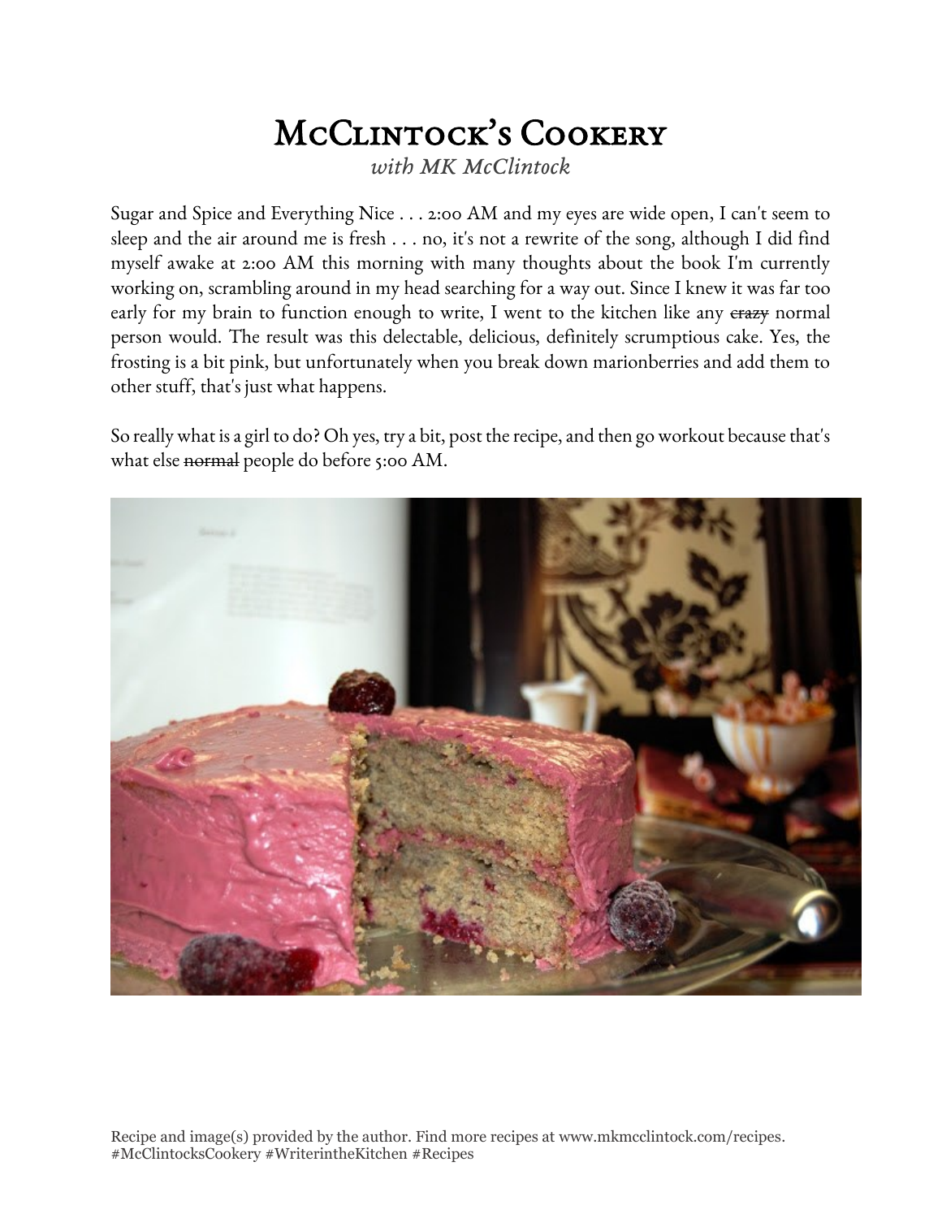# McClintock's Cookery

*with MK McClintock*

Sugar and Spice and Everything Nice . . . 2:00 AM and my eyes are wide open, I can't seem to sleep and the air around me is fresh . . . no, it's not a rewrite of the song, although I did find myself awake at 2:00 AM this morning with many thoughts about the book I'm currently working on, scrambling around in my head searching for a way out. Since I knew it was far too early for my brain to function enough to write, I went to the kitchen like any ~~crazy~~ normal person would. The result was this delectable, delicious, definitely scrumptious cake. Yes, the frosting is a bit pink, but unfortunately when you break down marionberries and add them to other stuff, that's just what happens.

So really what is a girl to do? Oh yes, try a bit, post the recipe, and then go workout because that's what else ~~normal~~ people do before 5:00 AM.

Recipe and image(s) provided by the author. Find more recipes at www.mkmcclintock.com/recipes.
#McClintocksCookery #WriterintheKitchen #Recipes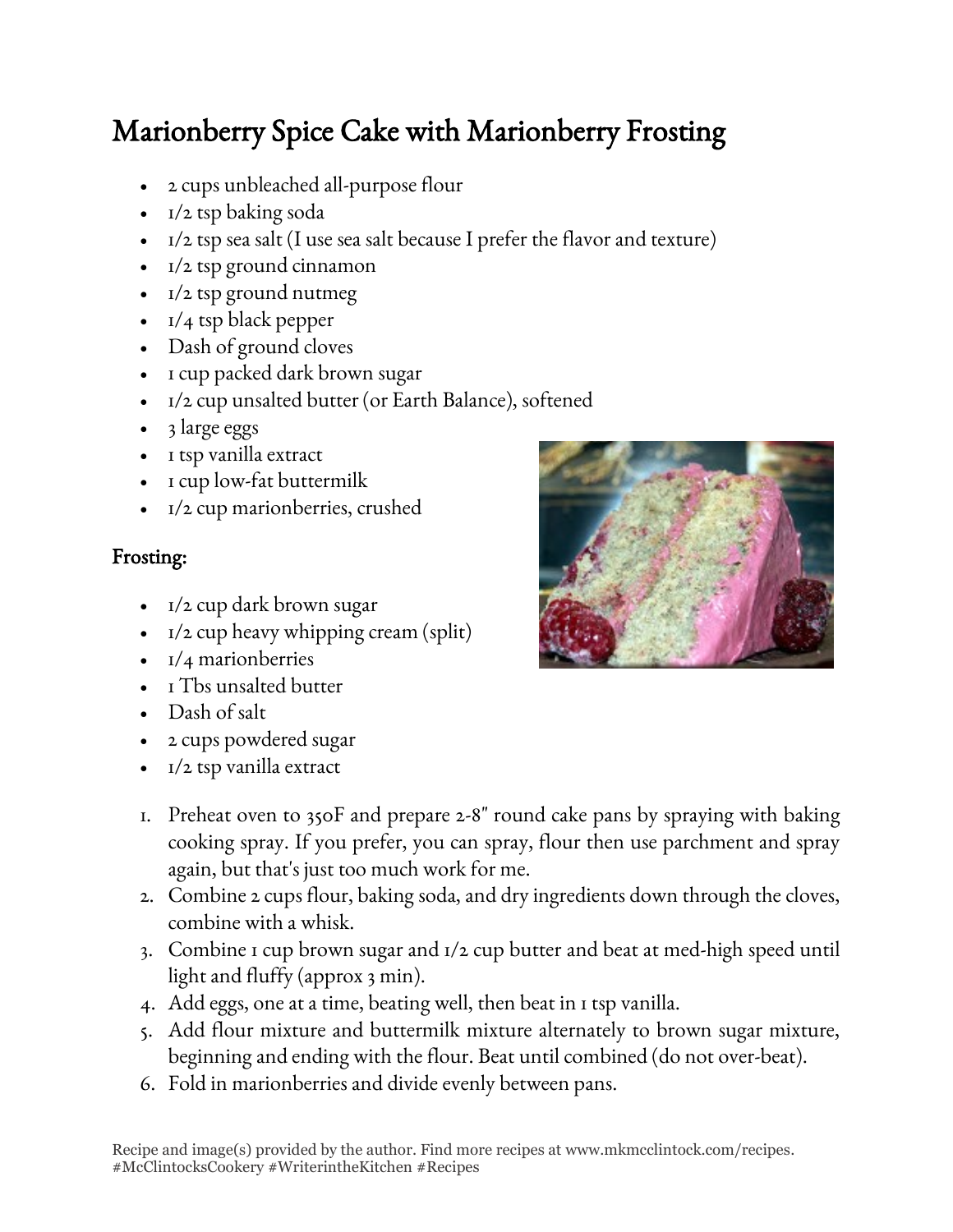# Marionberry Spice Cake with Marionberry Frosting

- 2 cups unbleached all-purpose flour
- 1/2 tsp baking soda
- 1/2 tsp sea salt (I use sea salt because I prefer the flavor and texture)
- 1/2 tsp ground cinnamon
- 1/2 tsp ground nutmeg
- 1/4 tsp black pepper
- Dash of ground cloves
- 1 cup packed dark brown sugar
- 1/2 cup unsalted butter (or Earth Balance), softened
- 3 large eggs
- 1 tsp vanilla extract
- 1 cup low-fat buttermilk
- 1/2 cup marionberries, crushed

## Frosting:

- 1/2 cup dark brown sugar
- 1/2 cup heavy whipping cream (split)
- 1/4 marionberries
- 1 Tbs unsalted butter
- Dash of salt
- 2 cups powdered sugar
- 1/2 tsp vanilla extract

1. Preheat oven to 350F and prepare 2-8" round cake pans by spraying with baking cooking spray. If you prefer, you can spray, flour then use parchment and spray again, but that's just too much work for me.
2. Combine 2 cups flour, baking soda, and dry ingredients down through the cloves, combine with a whisk.
3. Combine 1 cup brown sugar and 1/2 cup butter and beat at med-high speed until light and fluffy (approx 3 min).
4. Add eggs, one at a time, beating well, then beat in 1 tsp vanilla.
5. Add flour mixture and buttermilk mixture alternately to brown sugar mixture, beginning and ending with the flour. Beat until combined (do not over-beat).
6. Fold in marionberries and divide evenly between pans.

Recipe and image(s) provided by the author. Find more recipes at www.mkmcclintock.com/recipes.
#McClintocksCookery #WriterintheKitchen #Recipes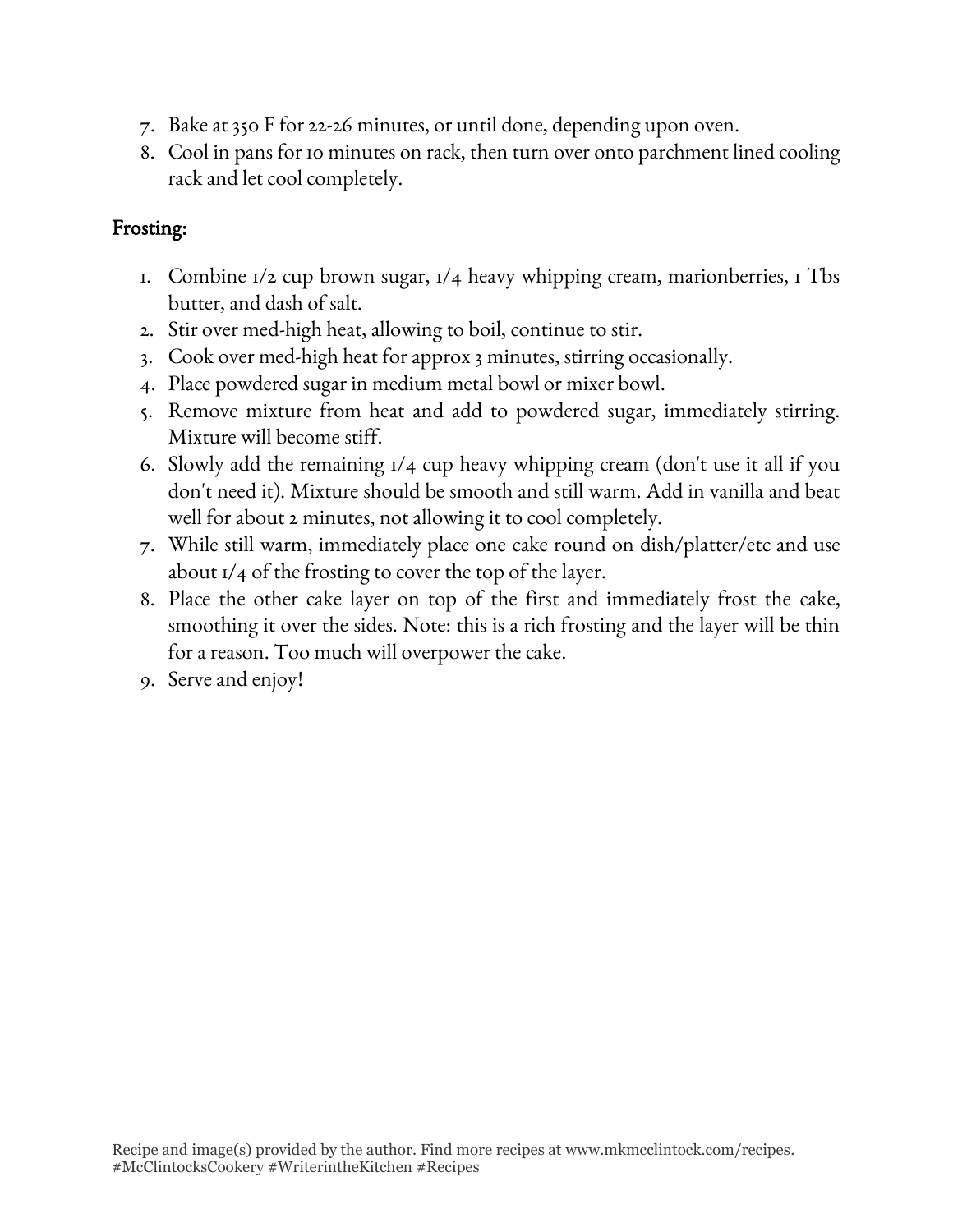7. Bake at 350 F for 22-26 minutes, or until done, depending upon oven.
8. Cool in pans for 10 minutes on rack, then turn over onto parchment lined cooling rack and let cool completely.

## Frosting:

1. Combine 1/2 cup brown sugar, 1/4 heavy whipping cream, marionberries, 1 Tbs butter, and dash of salt.
2. Stir over med-high heat, allowing to boil, continue to stir.
3. Cook over med-high heat for approx 3 minutes, stirring occasionally.
4. Place powdered sugar in medium metal bowl or mixer bowl.
5. Remove mixture from heat and add to powdered sugar, immediately stirring. Mixture will become stiff.
6. Slowly add the remaining 1/4 cup heavy whipping cream (don't use it all if you don't need it). Mixture should be smooth and still warm. Add in vanilla and beat well for about 2 minutes, not allowing it to cool completely.
7. While still warm, immediately place one cake round on dish/platter/etc and use about 1/4 of the frosting to cover the top of the layer.
8. Place the other cake layer on top of the first and immediately frost the cake, smoothing it over the sides. Note: this is a rich frosting and the layer will be thin for a reason. Too much will overpower the cake.
9. Serve and enjoy!

Recipe and image(s) provided by the author. Find more recipes at www.mkmcclintock.com/recipes. #McClintocksCookery #WriterintheKitchen #Recipes